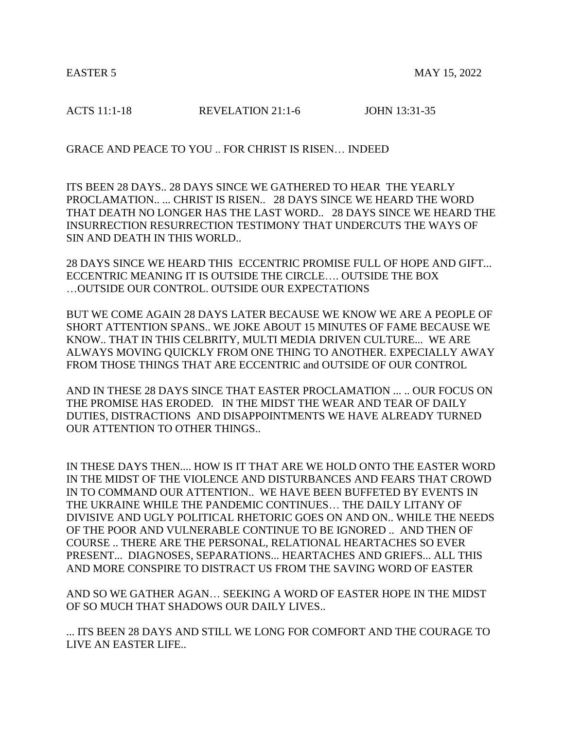EASTER 5 MAY 15, 2022

ACTS 11:1-18 REVELATION 21:1-6 JOHN 13:31-35

GRACE AND PEACE TO YOU .. FOR CHRIST IS RISEN… INDEED

ITS BEEN 28 DAYS.. 28 DAYS SINCE WE GATHERED TO HEAR THE YEARLY PROCLAMATION.. ... CHRIST IS RISEN.. 28 DAYS SINCE WE HEARD THE WORD THAT DEATH NO LONGER HAS THE LAST WORD.. 28 DAYS SINCE WE HEARD THE INSURRECTION RESURRECTION TESTIMONY THAT UNDERCUTS THE WAYS OF SIN AND DEATH IN THIS WORLD..

28 DAYS SINCE WE HEARD THIS ECCENTRIC PROMISE FULL OF HOPE AND GIFT... ECCENTRIC MEANING IT IS OUTSIDE THE CIRCLE…. OUTSIDE THE BOX …OUTSIDE OUR CONTROL. OUTSIDE OUR EXPECTATIONS

BUT WE COME AGAIN 28 DAYS LATER BECAUSE WE KNOW WE ARE A PEOPLE OF SHORT ATTENTION SPANS.. WE JOKE ABOUT 15 MINUTES OF FAME BECAUSE WE KNOW.. THAT IN THIS CELBRITY, MULTI MEDIA DRIVEN CULTURE... WE ARE ALWAYS MOVING QUICKLY FROM ONE THING TO ANOTHER. EXPECIALLY AWAY FROM THOSE THINGS THAT ARE ECCENTRIC and OUTSIDE OF OUR CONTROL

AND IN THESE 28 DAYS SINCE THAT EASTER PROCLAMATION ... .. OUR FOCUS ON THE PROMISE HAS ERODED. IN THE MIDST THE WEAR AND TEAR OF DAILY DUTIES, DISTRACTIONS AND DISAPPOINTMENTS WE HAVE ALREADY TURNED OUR ATTENTION TO OTHER THINGS..

IN THESE DAYS THEN.... HOW IS IT THAT ARE WE HOLD ONTO THE EASTER WORD IN THE MIDST OF THE VIOLENCE AND DISTURBANCES AND FEARS THAT CROWD IN TO COMMAND OUR ATTENTION.. WE HAVE BEEN BUFFETED BY EVENTS IN THE UKRAINE WHILE THE PANDEMIC CONTINUES… THE DAILY LITANY OF DIVISIVE AND UGLY POLITICAL RHETORIC GOES ON AND ON.. WHILE THE NEEDS OF THE POOR AND VULNERABLE CONTINUE TO BE IGNORED .. AND THEN OF COURSE .. THERE ARE THE PERSONAL, RELATIONAL HEARTACHES SO EVER PRESENT... DIAGNOSES, SEPARATIONS... HEARTACHES AND GRIEFS... ALL THIS AND MORE CONSPIRE TO DISTRACT US FROM THE SAVING WORD OF EASTER

AND SO WE GATHER AGAN… SEEKING A WORD OF EASTER HOPE IN THE MIDST OF SO MUCH THAT SHADOWS OUR DAILY LIVES..

... ITS BEEN 28 DAYS AND STILL WE LONG FOR COMFORT AND THE COURAGE TO LIVE AN EASTER LIFE..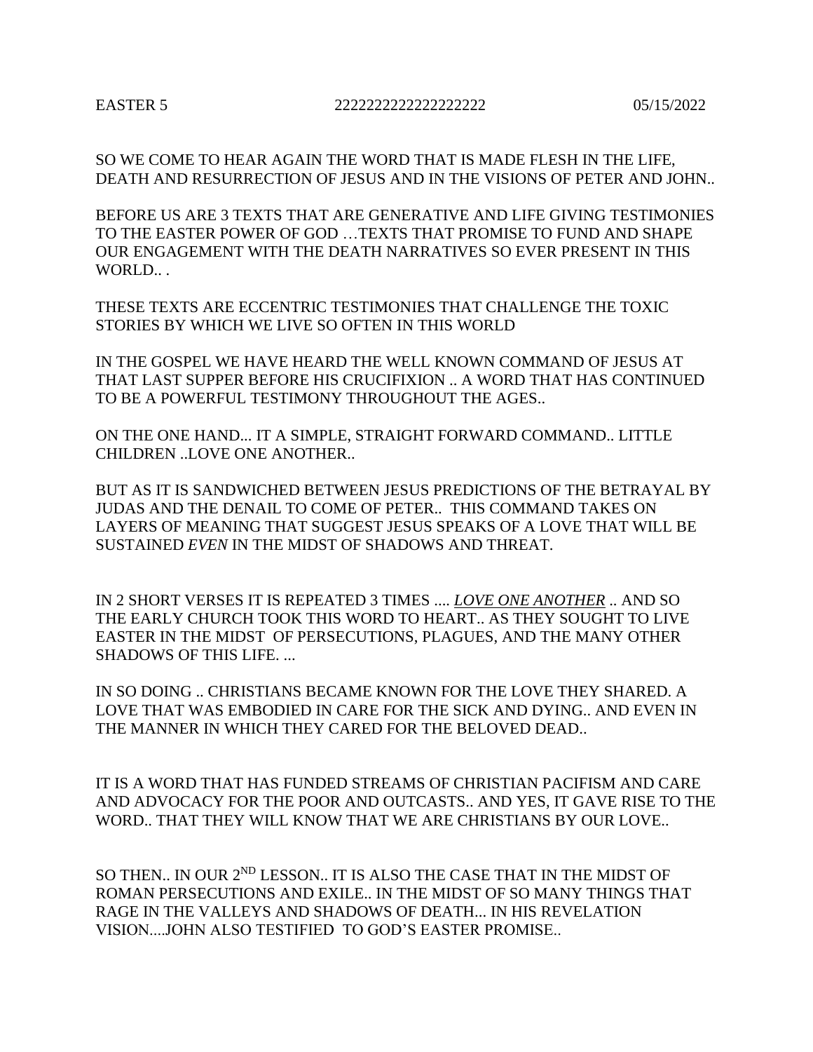EASTER 5 2222222222222222222 05/15/2022

SO WE COME TO HEAR AGAIN THE WORD THAT IS MADE FLESH IN THE LIFE, DEATH AND RESURRECTION OF JESUS AND IN THE VISIONS OF PETER AND JOHN..

BEFORE US ARE 3 TEXTS THAT ARE GENERATIVE AND LIFE GIVING TESTIMONIES TO THE EASTER POWER OF GOD …TEXTS THAT PROMISE TO FUND AND SHAPE OUR ENGAGEMENT WITH THE DEATH NARRATIVES SO EVER PRESENT IN THIS WORLD.. .

THESE TEXTS ARE ECCENTRIC TESTIMONIES THAT CHALLENGE THE TOXIC STORIES BY WHICH WE LIVE SO OFTEN IN THIS WORLD

IN THE GOSPEL WE HAVE HEARD THE WELL KNOWN COMMAND OF JESUS AT THAT LAST SUPPER BEFORE HIS CRUCIFIXION .. A WORD THAT HAS CONTINUED TO BE A POWERFUL TESTIMONY THROUGHOUT THE AGES..

ON THE ONE HAND... IT A SIMPLE, STRAIGHT FORWARD COMMAND.. LITTLE CHILDREN ..LOVE ONE ANOTHER..

BUT AS IT IS SANDWICHED BETWEEN JESUS PREDICTIONS OF THE BETRAYAL BY JUDAS AND THE DENAIL TO COME OF PETER.. THIS COMMAND TAKES ON LAYERS OF MEANING THAT SUGGEST JESUS SPEAKS OF A LOVE THAT WILL BE SUSTAINED *EVEN* IN THE MIDST OF SHADOWS AND THREAT.

IN 2 SHORT VERSES IT IS REPEATED 3 TIMES .... *LOVE ONE ANOTHER* .. AND SO THE EARLY CHURCH TOOK THIS WORD TO HEART.. AS THEY SOUGHT TO LIVE EASTER IN THE MIDST OF PERSECUTIONS, PLAGUES, AND THE MANY OTHER SHADOWS OF THIS LIFE. ...

IN SO DOING .. CHRISTIANS BECAME KNOWN FOR THE LOVE THEY SHARED. A LOVE THAT WAS EMBODIED IN CARE FOR THE SICK AND DYING.. AND EVEN IN THE MANNER IN WHICH THEY CARED FOR THE BELOVED DEAD..

IT IS A WORD THAT HAS FUNDED STREAMS OF CHRISTIAN PACIFISM AND CARE AND ADVOCACY FOR THE POOR AND OUTCASTS.. AND YES, IT GAVE RISE TO THE WORD.. THAT THEY WILL KNOW THAT WE ARE CHRISTIANS BY OUR LOVE..

SO THEN.. IN OUR 2ND LESSON.. IT IS ALSO THE CASE THAT IN THE MIDST OF ROMAN PERSECUTIONS AND EXILE.. IN THE MIDST OF SO MANY THINGS THAT RAGE IN THE VALLEYS AND SHADOWS OF DEATH... IN HIS REVELATION VISION....JOHN ALSO TESTIFIED TO GOD'S EASTER PROMISE..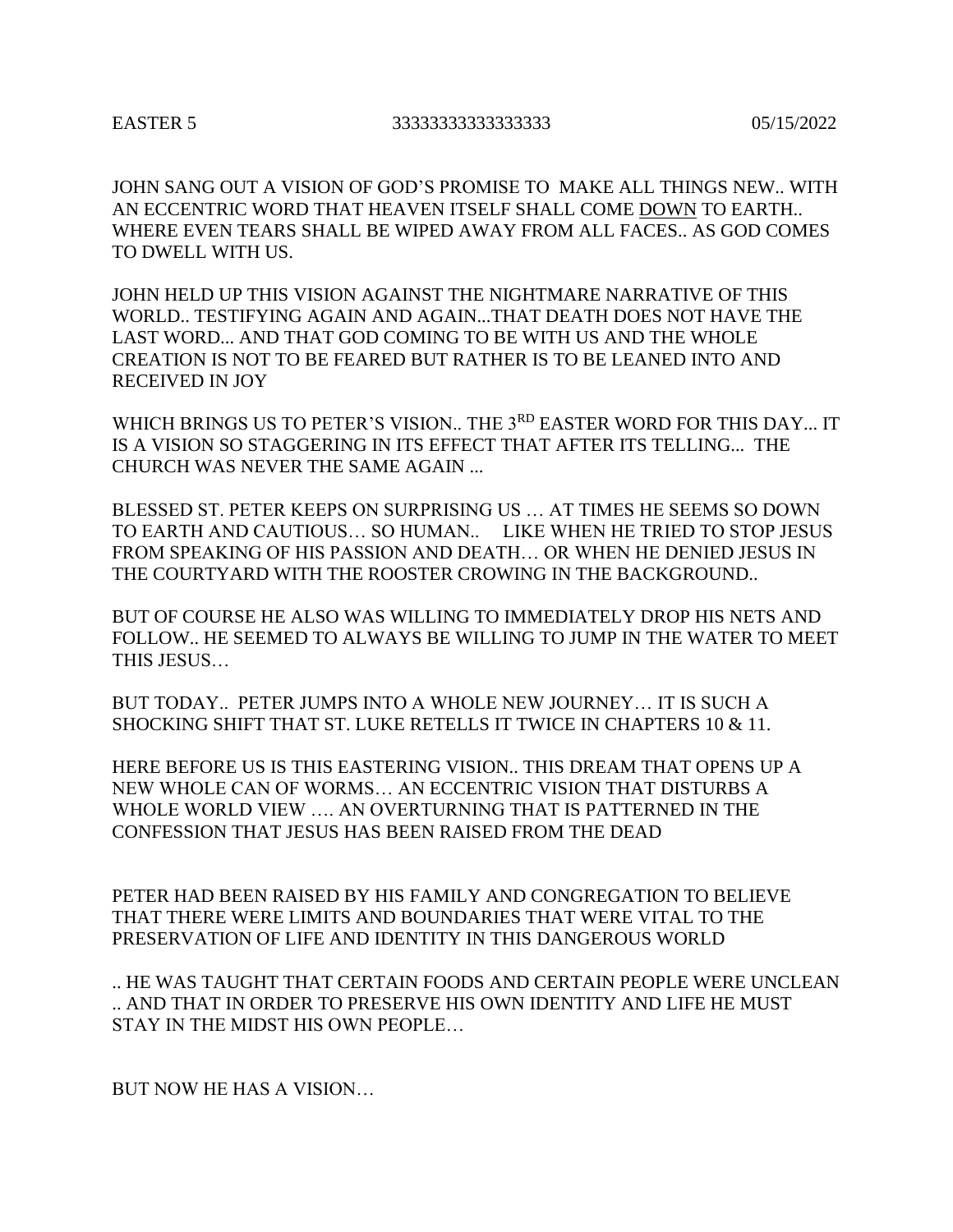EASTER 5 333333333333333333 05/15/2022

JOHN SANG OUT A VISION OF GOD'S PROMISE TO MAKE ALL THINGS NEW.. WITH AN ECCENTRIC WORD THAT HEAVEN ITSELF SHALL COME <u>DOWN</u> TO EARTH.. WHERE EVEN TEARS SHALL BE WIPED AWAY FROM ALL FACES.. AS GOD COMES TO DWELL WITH US.

JOHN HELD UP THIS VISION AGAINST THE NIGHTMARE NARRATIVE OF THIS WORLD.. TESTIFYING AGAIN AND AGAIN...THAT DEATH DOES NOT HAVE THE LAST WORD... AND THAT GOD COMING TO BE WITH US AND THE WHOLE CREATION IS NOT TO BE FEARED BUT RATHER IS TO BE LEANED INTO AND RECEIVED IN JOY

WHICH BRINGS US TO PETER'S VISION.. THE 3RD EASTER WORD FOR THIS DAY... IT IS A VISION SO STAGGERING IN ITS EFFECT THAT AFTER ITS TELLING... THE CHURCH WAS NEVER THE SAME AGAIN ...

BLESSED ST. PETER KEEPS ON SURPRISING US … AT TIMES HE SEEMS SO DOWN TO EARTH AND CAUTIOUS… SO HUMAN.. LIKE WHEN HE TRIED TO STOP JESUS FROM SPEAKING OF HIS PASSION AND DEATH… OR WHEN HE DENIED JESUS IN THE COURTYARD WITH THE ROOSTER CROWING IN THE BACKGROUND..

BUT OF COURSE HE ALSO WAS WILLING TO IMMEDIATELY DROP HIS NETS AND FOLLOW.. HE SEEMED TO ALWAYS BE WILLING TO JUMP IN THE WATER TO MEET THIS JESUS…

BUT TODAY.. PETER JUMPS INTO A WHOLE NEW JOURNEY… IT IS SUCH A SHOCKING SHIFT THAT ST. LUKE RETELLS IT TWICE IN CHAPTERS 10 & 11.

HERE BEFORE US IS THIS EASTERING VISION.. THIS DREAM THAT OPENS UP A NEW WHOLE CAN OF WORMS… AN ECCENTRIC VISION THAT DISTURBS A WHOLE WORLD VIEW …. AN OVERTURNING THAT IS PATTERNED IN THE CONFESSION THAT JESUS HAS BEEN RAISED FROM THE DEAD

PETER HAD BEEN RAISED BY HIS FAMILY AND CONGREGATION TO BELIEVE THAT THERE WERE LIMITS AND BOUNDARIES THAT WERE VITAL TO THE PRESERVATION OF LIFE AND IDENTITY IN THIS DANGEROUS WORLD

.. HE WAS TAUGHT THAT CERTAIN FOODS AND CERTAIN PEOPLE WERE UNCLEAN .. AND THAT IN ORDER TO PRESERVE HIS OWN IDENTITY AND LIFE HE MUST STAY IN THE MIDST HIS OWN PEOPLE…

BUT NOW HE HAS A VISION…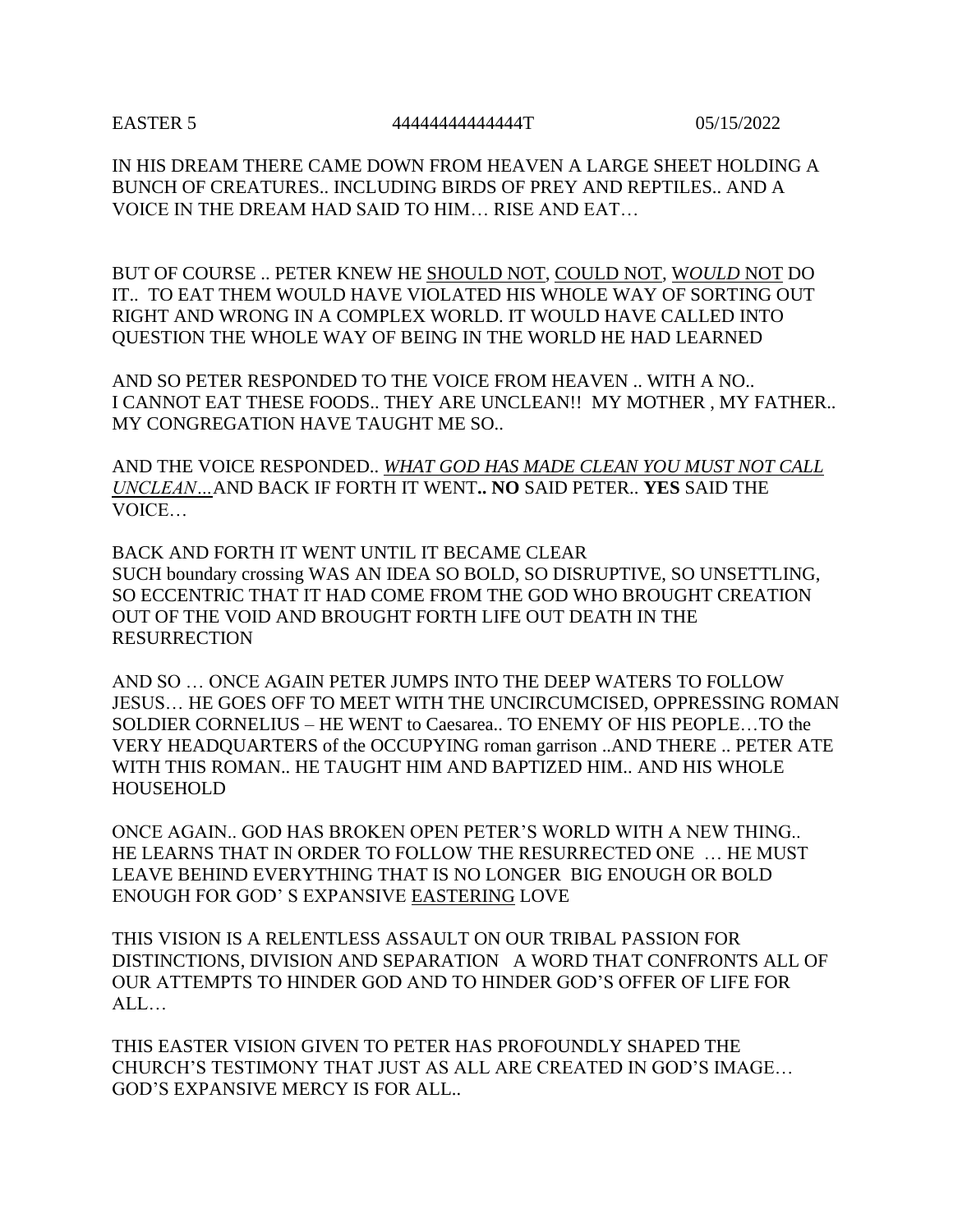EASTER 5 44444444444444T 05/15/2022

IN HIS DREAM THERE CAME DOWN FROM HEAVEN A LARGE SHEET HOLDING A BUNCH OF CREATURES.. INCLUDING BIRDS OF PREY AND REPTILES.. AND A VOICE IN THE DREAM HAD SAID TO HIM… RISE AND EAT…

BUT OF COURSE .. PETER KNEW HE <u>SHOULD NOT</u>, <u>COULD NOT</u>, <u>*WOULD* NOT</u> DO IT.. TO EAT THEM WOULD HAVE VIOLATED HIS WHOLE WAY OF SORTING OUT RIGHT AND WRONG IN A COMPLEX WORLD. IT WOULD HAVE CALLED INTO QUESTION THE WHOLE WAY OF BEING IN THE WORLD HE HAD LEARNED

AND SO PETER RESPONDED TO THE VOICE FROM HEAVEN .. WITH A NO.. I CANNOT EAT THESE FOODS.. THEY ARE UNCLEAN!! MY MOTHER , MY FATHER.. MY CONGREGATION HAVE TAUGHT ME SO..

AND THE VOICE RESPONDED.. <u>*WHAT GOD HAS MADE CLEAN YOU MUST NOT CALL UNCLEAN…*</u>AND BACK IF FORTH IT WENT**.. NO** SAID PETER.. **YES** SAID THE VOICE…

BACK AND FORTH IT WENT UNTIL IT BECAME CLEAR
SUCH boundary crossing WAS AN IDEA SO BOLD, SO DISRUPTIVE, SO UNSETTLING, SO ECCENTRIC THAT IT HAD COME FROM THE GOD WHO BROUGHT CREATION OUT OF THE VOID AND BROUGHT FORTH LIFE OUT DEATH IN THE RESURRECTION

AND SO … ONCE AGAIN PETER JUMPS INTO THE DEEP WATERS TO FOLLOW JESUS… HE GOES OFF TO MEET WITH THE UNCIRCUMCISED, OPPRESSING ROMAN SOLDIER CORNELIUS – HE WENT to Caesarea.. TO ENEMY OF HIS PEOPLE…TO the VERY HEADQUARTERS of the OCCUPYING roman garrison ..AND THERE .. PETER ATE WITH THIS ROMAN.. HE TAUGHT HIM AND BAPTIZED HIM.. AND HIS WHOLE HOUSEHOLD

ONCE AGAIN.. GOD HAS BROKEN OPEN PETER'S WORLD WITH A NEW THING.. HE LEARNS THAT IN ORDER TO FOLLOW THE RESURRECTED ONE … HE MUST LEAVE BEHIND EVERYTHING THAT IS NO LONGER BIG ENOUGH OR BOLD ENOUGH FOR GOD' S EXPANSIVE <u>EASTERING</u> LOVE

THIS VISION IS A RELENTLESS ASSAULT ON OUR TRIBAL PASSION FOR DISTINCTIONS, DIVISION AND SEPARATION A WORD THAT CONFRONTS ALL OF OUR ATTEMPTS TO HINDER GOD AND TO HINDER GOD'S OFFER OF LIFE FOR ALL…

THIS EASTER VISION GIVEN TO PETER HAS PROFOUNDLY SHAPED THE CHURCH'S TESTIMONY THAT JUST AS ALL ARE CREATED IN GOD'S IMAGE… GOD'S EXPANSIVE MERCY IS FOR ALL..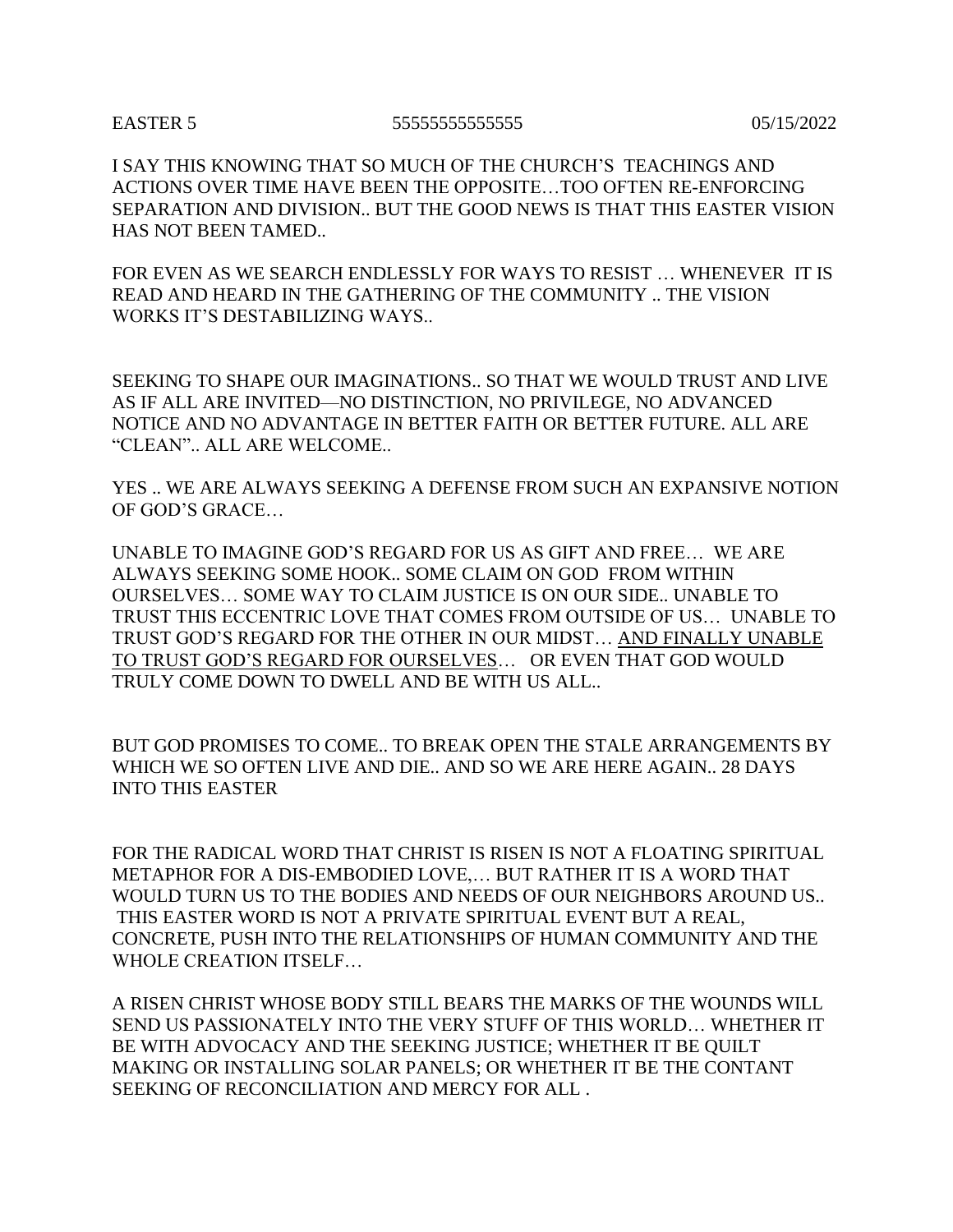EASTER 5 55555555555555 05/15/2022

I SAY THIS KNOWING THAT SO MUCH OF THE CHURCH'S TEACHINGS AND ACTIONS OVER TIME HAVE BEEN THE OPPOSITE…TOO OFTEN RE-ENFORCING SEPARATION AND DIVISION.. BUT THE GOOD NEWS IS THAT THIS EASTER VISION HAS NOT BEEN TAMED..

FOR EVEN AS WE SEARCH ENDLESSLY FOR WAYS TO RESIST … WHENEVER IT IS READ AND HEARD IN THE GATHERING OF THE COMMUNITY .. THE VISION WORKS IT'S DESTABILIZING WAYS..

SEEKING TO SHAPE OUR IMAGINATIONS.. SO THAT WE WOULD TRUST AND LIVE AS IF ALL ARE INVITED—NO DISTINCTION, NO PRIVILEGE, NO ADVANCED NOTICE AND NO ADVANTAGE IN BETTER FAITH OR BETTER FUTURE. ALL ARE "CLEAN".. ALL ARE WELCOME..

YES .. WE ARE ALWAYS SEEKING A DEFENSE FROM SUCH AN EXPANSIVE NOTION OF GOD'S GRACE…

UNABLE TO IMAGINE GOD'S REGARD FOR US AS GIFT AND FREE… WE ARE ALWAYS SEEKING SOME HOOK.. SOME CLAIM ON GOD FROM WITHIN OURSELVES… SOME WAY TO CLAIM JUSTICE IS ON OUR SIDE.. UNABLE TO TRUST THIS ECCENTRIC LOVE THAT COMES FROM OUTSIDE OF US… UNABLE TO TRUST GOD'S REGARD FOR THE OTHER IN OUR MIDST… <u>AND FINALLY UNABLE TO TRUST GOD'S REGARD FOR OURSELVES</u>… OR EVEN THAT GOD WOULD TRULY COME DOWN TO DWELL AND BE WITH US ALL..

BUT GOD PROMISES TO COME.. TO BREAK OPEN THE STALE ARRANGEMENTS BY WHICH WE SO OFTEN LIVE AND DIE.. AND SO WE ARE HERE AGAIN.. 28 DAYS INTO THIS EASTER

FOR THE RADICAL WORD THAT CHRIST IS RISEN IS NOT A FLOATING SPIRITUAL METAPHOR FOR A DIS-EMBODIED LOVE,… BUT RATHER IT IS A WORD THAT WOULD TURN US TO THE BODIES AND NEEDS OF OUR NEIGHBORS AROUND US.. THIS EASTER WORD IS NOT A PRIVATE SPIRITUAL EVENT BUT A REAL, CONCRETE, PUSH INTO THE RELATIONSHIPS OF HUMAN COMMUNITY AND THE WHOLE CREATION ITSELF…

A RISEN CHRIST WHOSE BODY STILL BEARS THE MARKS OF THE WOUNDS WILL SEND US PASSIONATELY INTO THE VERY STUFF OF THIS WORLD… WHETHER IT BE WITH ADVOCACY AND THE SEEKING JUSTICE; WHETHER IT BE QUILT MAKING OR INSTALLING SOLAR PANELS; OR WHETHER IT BE THE CONTANT SEEKING OF RECONCILIATION AND MERCY FOR ALL .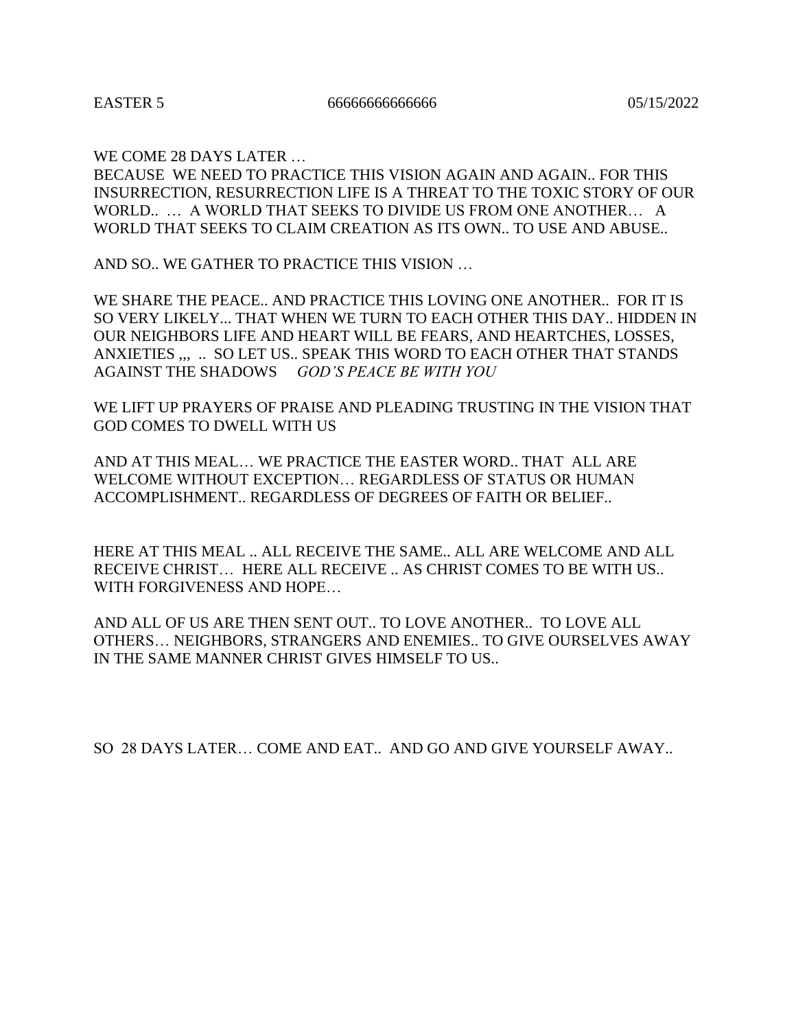EASTER 5 66666666666666 05/15/2022

WE COME 28 DAYS LATER …
BECAUSE WE NEED TO PRACTICE THIS VISION AGAIN AND AGAIN.. FOR THIS INSURRECTION, RESURRECTION LIFE IS A THREAT TO THE TOXIC STORY OF OUR WORLD.. … A WORLD THAT SEEKS TO DIVIDE US FROM ONE ANOTHER… A WORLD THAT SEEKS TO CLAIM CREATION AS ITS OWN.. TO USE AND ABUSE..

AND SO.. WE GATHER TO PRACTICE THIS VISION …

WE SHARE THE PEACE.. AND PRACTICE THIS LOVING ONE ANOTHER.. FOR IT IS SO VERY LIKELY... THAT WHEN WE TURN TO EACH OTHER THIS DAY.. HIDDEN IN OUR NEIGHBORS LIFE AND HEART WILL BE FEARS, AND HEARTCHES, LOSSES, ANXIETIES ,,, .. SO LET US.. SPEAK THIS WORD TO EACH OTHER THAT STANDS AGAINST THE SHADOWS *GOD'S PEACE BE WITH YOU*

WE LIFT UP PRAYERS OF PRAISE AND PLEADING TRUSTING IN THE VISION THAT GOD COMES TO DWELL WITH US

AND AT THIS MEAL… WE PRACTICE THE EASTER WORD.. THAT ALL ARE WELCOME WITHOUT EXCEPTION… REGARDLESS OF STATUS OR HUMAN ACCOMPLISHMENT.. REGARDLESS OF DEGREES OF FAITH OR BELIEF..

HERE AT THIS MEAL .. ALL RECEIVE THE SAME.. ALL ARE WELCOME AND ALL RECEIVE CHRIST… HERE ALL RECEIVE .. AS CHRIST COMES TO BE WITH US.. WITH FORGIVENESS AND HOPE…

AND ALL OF US ARE THEN SENT OUT.. TO LOVE ANOTHER.. TO LOVE ALL OTHERS… NEIGHBORS, STRANGERS AND ENEMIES.. TO GIVE OURSELVES AWAY IN THE SAME MANNER CHRIST GIVES HIMSELF TO US..

SO 28 DAYS LATER… COME AND EAT.. AND GO AND GIVE YOURSELF AWAY..